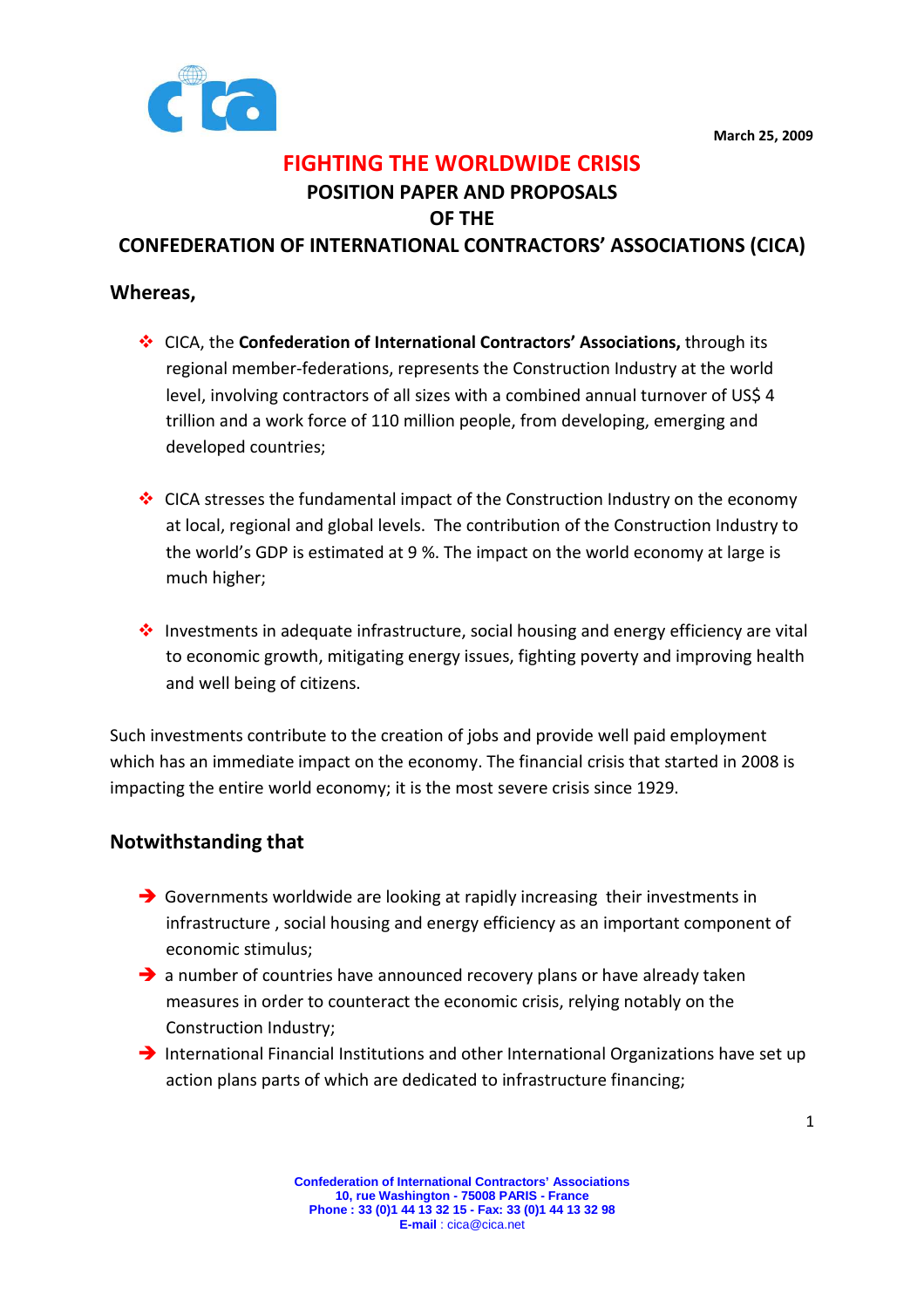March 25, 2009

# FIGHTING THE WORLDWIDE CRISIS

## POSITION PAPER AND PROPOSALS OF THE CONFEDERATION OF INTERNATIONAL CONTRACTORS' ASSOCIATIONS (CICA)

### Whereas,

- CICA, the **Confederation of International Contractors' Associations,** through its regional member-federations, represents the Construction Industry at the world level, involving contractors of all sizes with a combined annual turnover of US$ 4 trillion and a work force of 110 million people, from developing, emerging and developed countries;

- CICA stresses the fundamental impact of the Construction Industry on the economy at local, regional and global levels. The contribution of the Construction Industry to the world's GDP is estimated at 9 %. The impact on the world economy at large is much higher;

- Investments in adequate infrastructure, social housing and energy efficiency are vital to economic growth, mitigating energy issues, fighting poverty and improving health and well being of citizens.

Such investments contribute to the creation of jobs and provide well paid employment which has an immediate impact on the economy. The financial crisis that started in 2008 is impacting the entire world economy; it is the most severe crisis since 1929.

### Notwithstanding that

- Governments worldwide are looking at rapidly increasing their investments in infrastructure , social housing and energy efficiency as an important component of economic stimulus;
- a number of countries have announced recovery plans or have already taken measures in order to counteract the economic crisis, relying notably on the Construction Industry;
- International Financial Institutions and other International Organizations have set up action plans parts of which are dedicated to infrastructure financing;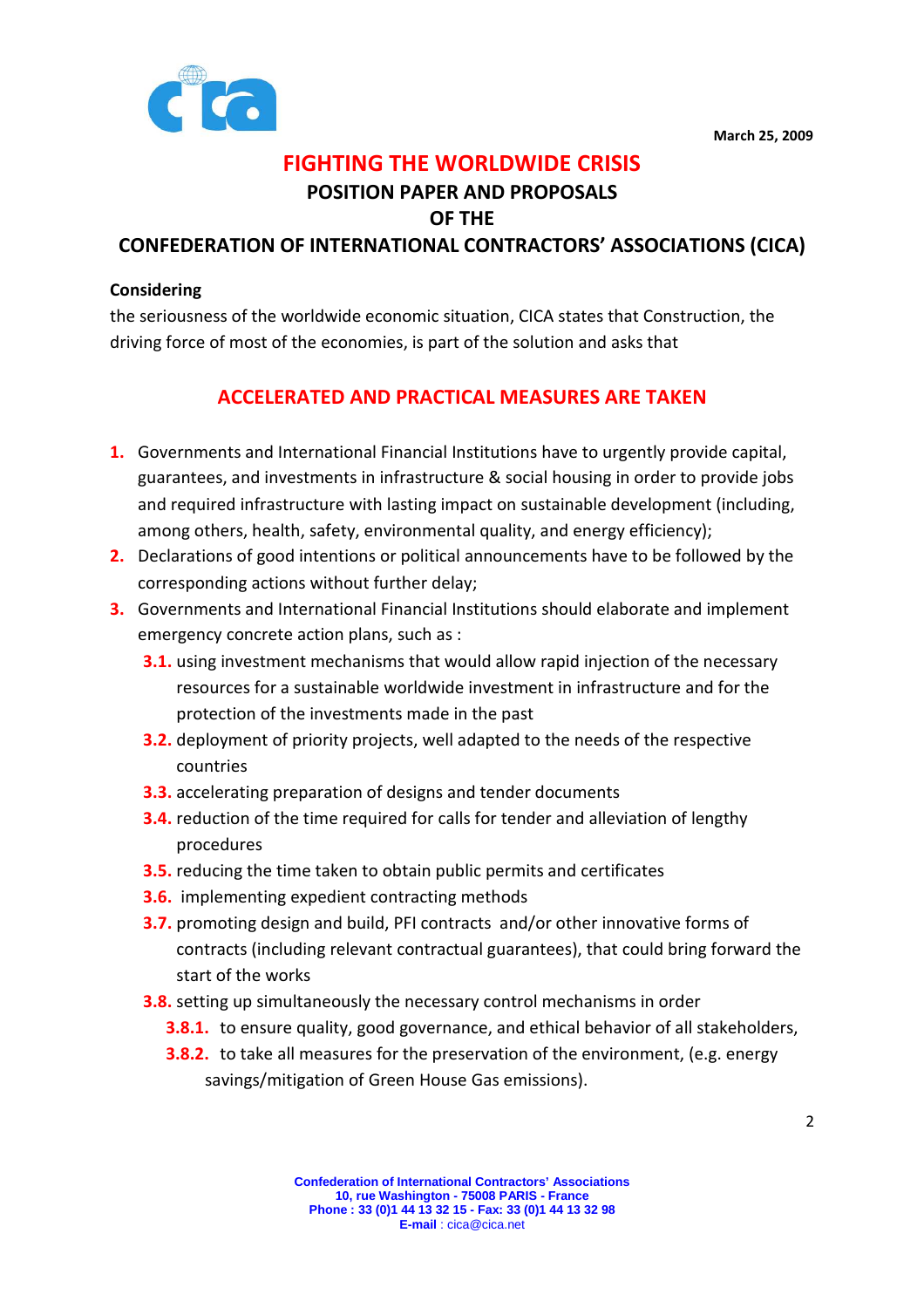March 25, 2009

# FIGHTING THE WORLDWIDE CRISIS

## POSITION PAPER AND PROPOSALS OF THE CONFEDERATION OF INTERNATIONAL CONTRACTORS' ASSOCIATIONS (CICA)

**Considering**

the seriousness of the worldwide economic situation, CICA states that Construction, the driving force of most of the economies, is part of the solution and asks that

## ACCELERATED AND PRACTICAL MEASURES ARE TAKEN

1. Governments and International Financial Institutions have to urgently provide capital, guarantees, and investments in infrastructure & social housing in order to provide jobs and required infrastructure with lasting impact on sustainable development (including, among others, health, safety, environmental quality, and energy efficiency);
2. Declarations of good intentions or political announcements have to be followed by the corresponding actions without further delay;
3. Governments and International Financial Institutions should elaborate and implement emergency concrete action plans, such as :
   - **3.1.** using investment mechanisms that would allow rapid injection of the necessary resources for a sustainable worldwide investment in infrastructure and for the protection of the investments made in the past
   - **3.2.** deployment of priority projects, well adapted to the needs of the respective countries
   - **3.3.** accelerating preparation of designs and tender documents
   - **3.4.** reduction of the time required for calls for tender and alleviation of lengthy procedures
   - **3.5.** reducing the time taken to obtain public permits and certificates
   - **3.6.** implementing expedient contracting methods
   - **3.7.** promoting design and build, PFI contracts and/or other innovative forms of contracts (including relevant contractual guarantees), that could bring forward the start of the works
   - **3.8.** setting up simultaneously the necessary control mechanisms in order
     - **3.8.1.** to ensure quality, good governance, and ethical behavior of all stakeholders,
     - **3.8.2.** to take all measures for the preservation of the environment, (e.g. energy savings/mitigation of Green House Gas emissions).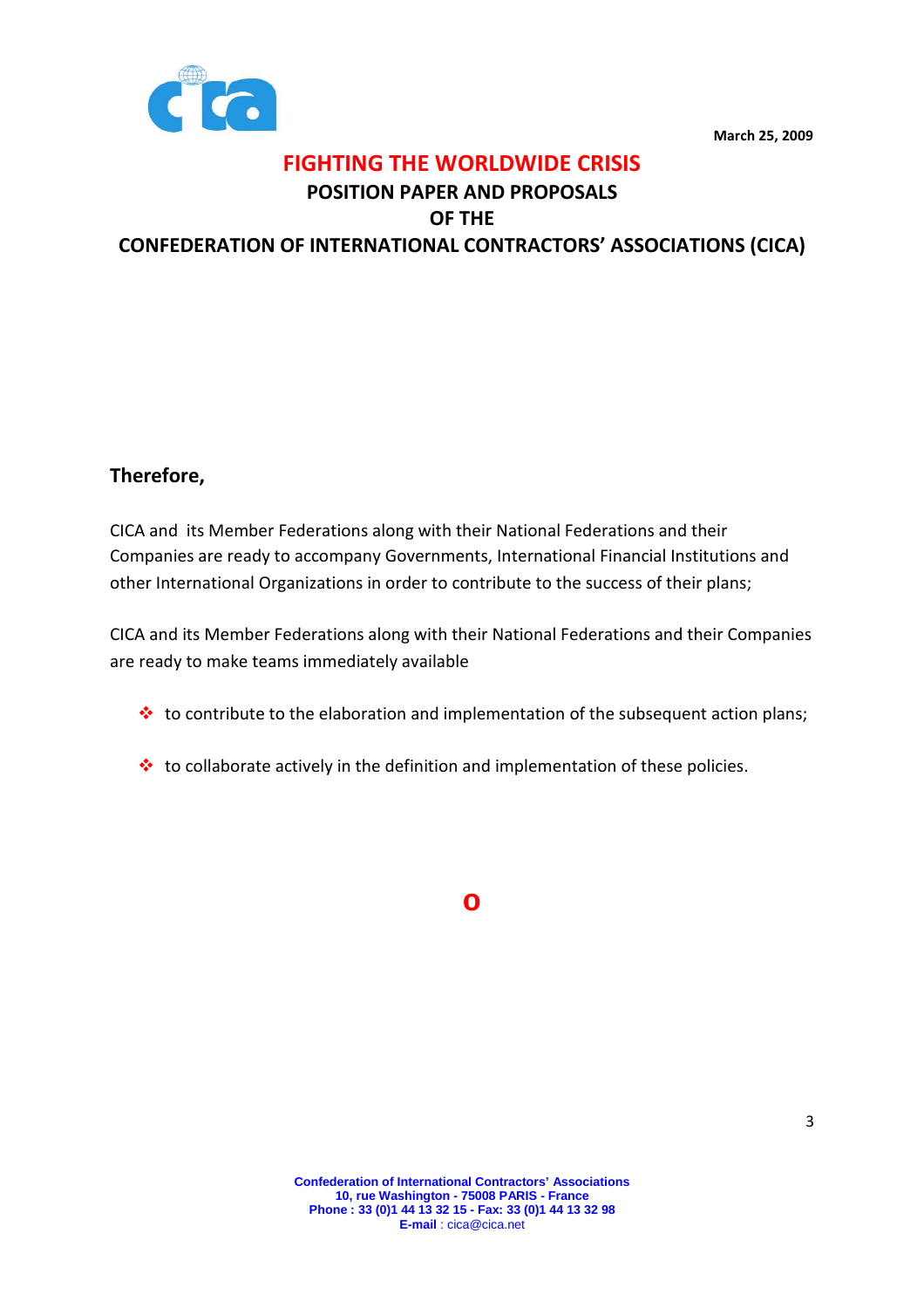March 25, 2009

# FIGHTING THE WORLDWIDE CRISIS

## POSITION PAPER AND PROPOSALS OF THE CONFEDERATION OF INTERNATIONAL CONTRACTORS' ASSOCIATIONS (CICA)

**Therefore,**

CICA and its Member Federations along with their National Federations and their Companies are ready to accompany Governments, International Financial Institutions and other International Organizations in order to contribute to the success of their plans;

CICA and its Member Federations along with their National Federations and their Companies are ready to make teams immediately available

- to contribute to the elaboration and implementation of the subsequent action plans;
- to collaborate actively in the definition and implementation of these policies.

o

Confederation of International Contractors' Associations
10, rue Washington - 75008 PARIS - France
Phone : 33 (0)1 44 13 32 15 - Fax: 33 (0)1 44 13 32 98
E-mail : cica@cica.net